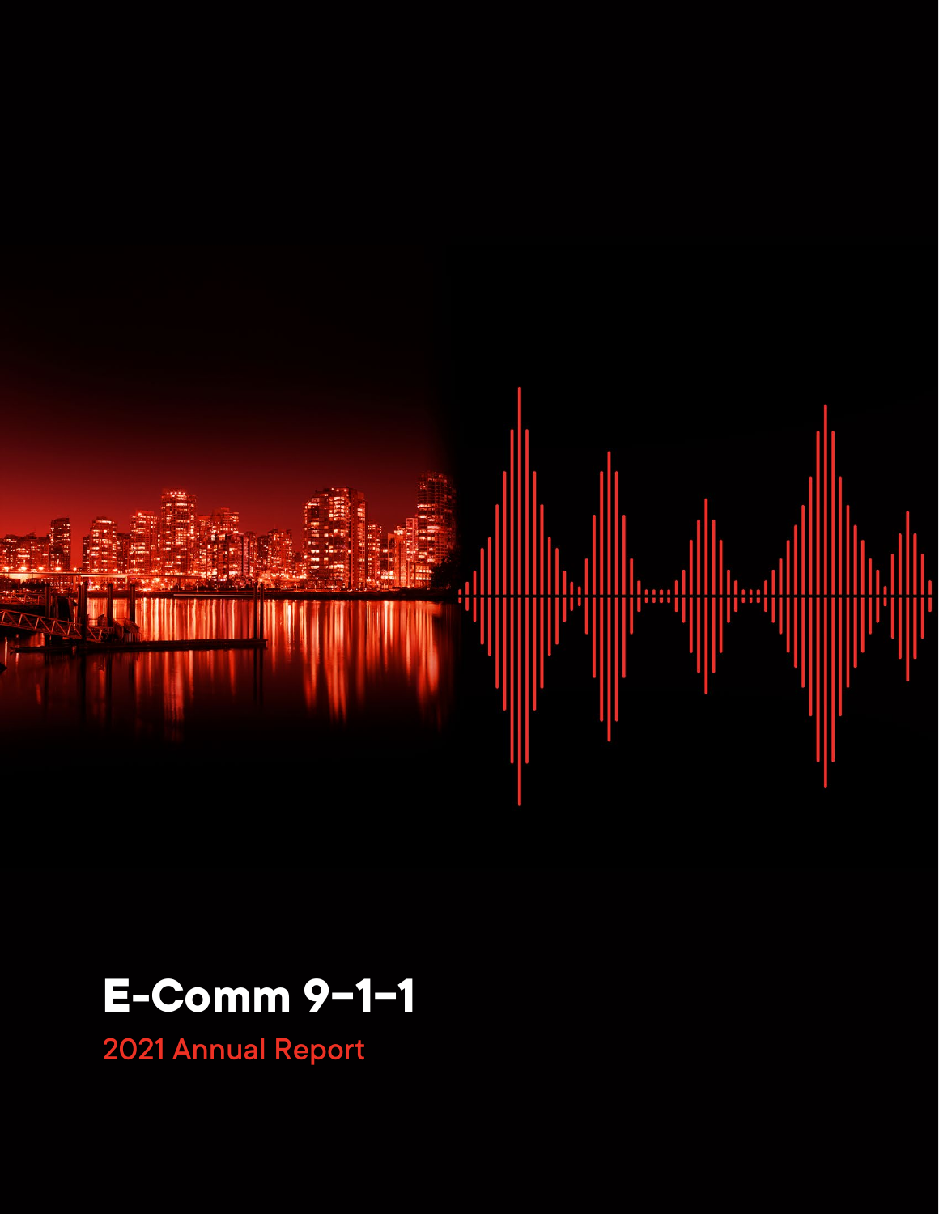# E-Comm 9-1-1

## 2021 Annual Report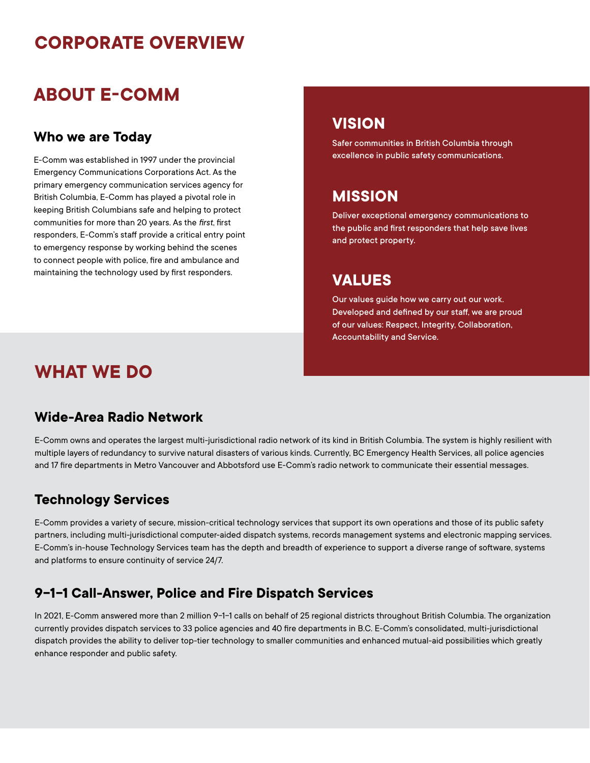# CORPORATE OVERVIEW

## ABOUT E-COMM

### Who we are Today

E-Comm was established in 1997 under the provincial Emergency Communications Corporations Act. As the primary emergency communication services agency for British Columbia, E-Comm has played a pivotal role in keeping British Columbians safe and helping to protect communities for more than 20 years. As the *first*, first responders, E-Comm's staff provide a critical entry point to emergency response by working behind the scenes to connect people with police, fire and ambulance and maintaining the technology used by first responders.

### VISION

Safer communities in British Columbia through excellence in public safety communications.

### MISSION

Deliver exceptional emergency communications to the public and first responders that help save lives and protect property.

### VALUES

Our values guide how we carry out our work. Developed and defined by our staff, we are proud of our values: Respect, Integrity, Collaboration, Accountability and Service.

## WHAT WE DO

### Wide-Area Radio Network

E-Comm owns and operates the largest multi-jurisdictional radio network of its kind in British Columbia. The system is highly resilient with multiple layers of redundancy to survive natural disasters of various kinds. Currently, BC Emergency Health Services, all police agencies and 17 fire departments in Metro Vancouver and Abbotsford use E-Comm's radio network to communicate their essential messages.

### Technology Services

E-Comm provides a variety of secure, mission-critical technology services that support its own operations and those of its public safety partners, including multi-jurisdictional computer-aided dispatch systems, records management systems and electronic mapping services. E-Comm's in-house Technology Services team has the depth and breadth of experience to support a diverse range of software, systems and platforms to ensure continuity of service 24/7.

### 9–1–1 Call-Answer, Police and Fire Dispatch Services

In 2021, E-Comm answered more than 2 million 9–1–1 calls on behalf of 25 regional districts throughout British Columbia. The organization currently provides dispatch services to 33 police agencies and 40 fire departments in B.C. E-Comm's consolidated, multi-jurisdictional dispatch provides the ability to deliver top-tier technology to smaller communities and enhanced mutual-aid possibilities which greatly enhance responder and public safety.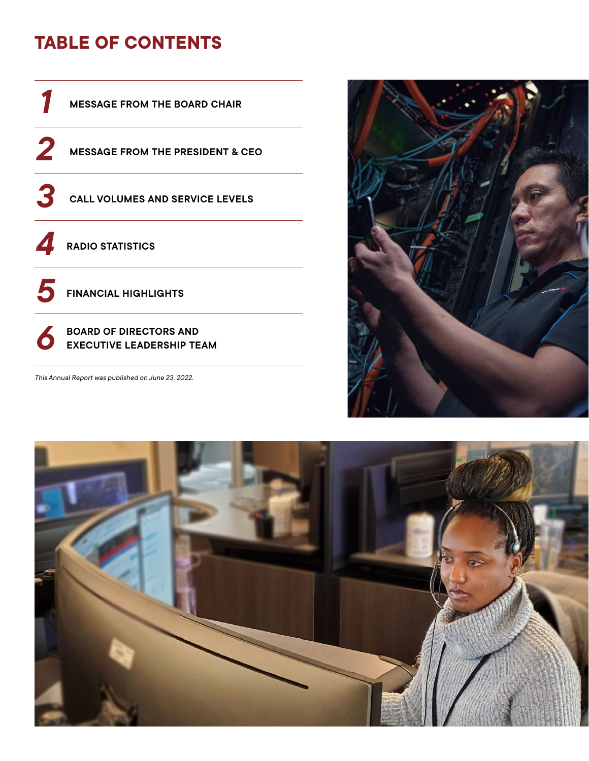# TABLE OF CONTENTS

1. MESSAGE FROM THE BOARD CHAIR
2. MESSAGE FROM THE PRESIDENT & CEO
3. CALL VOLUMES AND SERVICE LEVELS
4. RADIO STATISTICS
5. FINANCIAL HIGHLIGHTS
6. BOARD OF DIRECTORS AND EXECUTIVE LEADERSHIP TEAM

*This Annual Report was published on June 23, 2022.*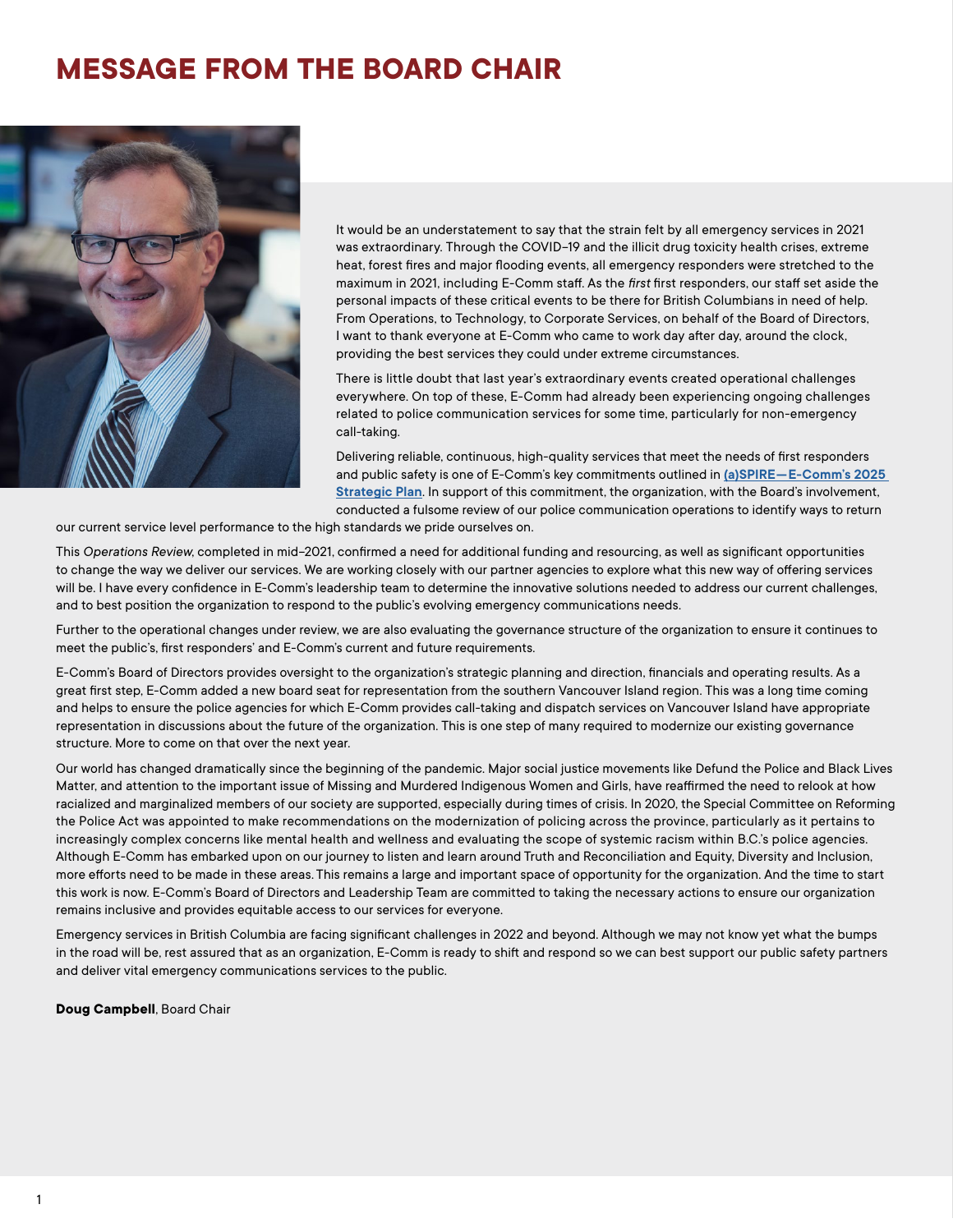# MESSAGE FROM THE BOARD CHAIR

It would be an understatement to say that the strain felt by all emergency services in 2021 was extraordinary. Through the COVID-19 and the illicit drug toxicity health crises, extreme heat, forest fires and major flooding events, all emergency responders were stretched to the maximum in 2021, including E-Comm staff. As the *first* first responders, our staff set aside the personal impacts of these critical events to be there for British Columbians in need of help. From Operations, to Technology, to Corporate Services, on behalf of the Board of Directors, I want to thank everyone at E-Comm who came to work day after day, around the clock, providing the best services they could under extreme circumstances.

There is little doubt that last year's extraordinary events created operational challenges everywhere. On top of these, E-Comm had already been experiencing ongoing challenges related to police communication services for some time, particularly for non-emergency call-taking.

Delivering reliable, continuous, high-quality services that meet the needs of first responders and public safety is one of E-Comm's key commitments outlined in **(a)SPIRE—E-Comm's 2025 Strategic Plan**. In support of this commitment, the organization, with the Board's involvement, conducted a fulsome review of our police communication operations to identify ways to return our current service level performance to the high standards we pride ourselves on.

This *Operations Review*, completed in mid-2021, confirmed a need for additional funding and resourcing, as well as significant opportunities to change the way we deliver our services. We are working closely with our partner agencies to explore what this new way of offering services will be. I have every confidence in E-Comm's leadership team to determine the innovative solutions needed to address our current challenges, and to best position the organization to respond to the public's evolving emergency communications needs.

Further to the operational changes under review, we are also evaluating the governance structure of the organization to ensure it continues to meet the public's, first responders' and E-Comm's current and future requirements.

E-Comm's Board of Directors provides oversight to the organization's strategic planning and direction, financials and operating results. As a great first step, E-Comm added a new board seat for representation from the southern Vancouver Island region. This was a long time coming and helps to ensure the police agencies for which E-Comm provides call-taking and dispatch services on Vancouver Island have appropriate representation in discussions about the future of the organization. This is one step of many required to modernize our existing governance structure. More to come on that over the next year.

Our world has changed dramatically since the beginning of the pandemic. Major social justice movements like Defund the Police and Black Lives Matter, and attention to the important issue of Missing and Murdered Indigenous Women and Girls, have reaffirmed the need to relook at how racialized and marginalized members of our society are supported, especially during times of crisis. In 2020, the Special Committee on Reforming the Police Act was appointed to make recommendations on the modernization of policing across the province, particularly as it pertains to increasingly complex concerns like mental health and wellness and evaluating the scope of systemic racism within B.C.'s police agencies. Although E-Comm has embarked upon on our journey to listen and learn around Truth and Reconciliation and Equity, Diversity and Inclusion, more efforts need to be made in these areas. This remains a large and important space of opportunity for the organization. And the time to start this work is now. E-Comm's Board of Directors and Leadership Team are committed to taking the necessary actions to ensure our organization remains inclusive and provides equitable access to our services for everyone.

Emergency services in British Columbia are facing significant challenges in 2022 and beyond. Although we may not know yet what the bumps in the road will be, rest assured that as an organization, E-Comm is ready to shift and respond so we can best support our public safety partners and deliver vital emergency communications services to the public.

**Doug Campbell**, Board Chair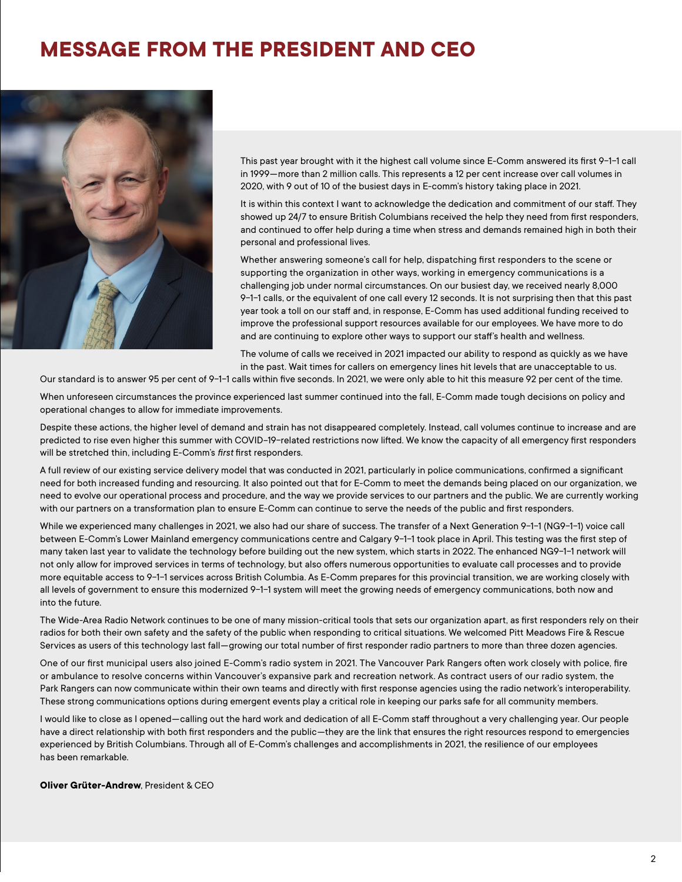# MESSAGE FROM THE PRESIDENT AND CEO

This past year brought with it the highest call volume since E-Comm answered its first 9-1-1 call in 1999—more than 2 million calls. This represents a 12 per cent increase over call volumes in 2020, with 9 out of 10 of the busiest days in E-comm's history taking place in 2021.

It is within this context I want to acknowledge the dedication and commitment of our staff. They showed up 24/7 to ensure British Columbians received the help they need from first responders, and continued to offer help during a time when stress and demands remained high in both their personal and professional lives.

Whether answering someone's call for help, dispatching first responders to the scene or supporting the organization in other ways, working in emergency communications is a challenging job under normal circumstances. On our busiest day, we received nearly 8,000 9-1-1 calls, or the equivalent of one call every 12 seconds. It is not surprising then that this past year took a toll on our staff and, in response, E-Comm has used additional funding received to improve the professional support resources available for our employees. We have more to do and are continuing to explore other ways to support our staff's health and wellness.

The volume of calls we received in 2021 impacted our ability to respond as quickly as we have in the past. Wait times for callers on emergency lines hit levels that are unacceptable to us. Our standard is to answer 95 per cent of 9-1-1 calls within five seconds. In 2021, we were only able to hit this measure 92 per cent of the time.

When unforeseen circumstances the province experienced last summer continued into the fall, E-Comm made tough decisions on policy and operational changes to allow for immediate improvements.

Despite these actions, the higher level of demand and strain has not disappeared completely. Instead, call volumes continue to increase and are predicted to rise even higher this summer with COVID-19-related restrictions now lifted. We know the capacity of all emergency first responders will be stretched thin, including E-Comm's *first* first responders.

A full review of our existing service delivery model that was conducted in 2021, particularly in police communications, confirmed a significant need for both increased funding and resourcing. It also pointed out that for E-Comm to meet the demands being placed on our organization, we need to evolve our operational process and procedure, and the way we provide services to our partners and the public. We are currently working with our partners on a transformation plan to ensure E-Comm can continue to serve the needs of the public and first responders.

While we experienced many challenges in 2021, we also had our share of success. The transfer of a Next Generation 9-1-1 (NG9-1-1) voice call between E-Comm's Lower Mainland emergency communications centre and Calgary 9-1-1 took place in April. This testing was the first step of many taken last year to validate the technology before building out the new system, which starts in 2022. The enhanced NG9-1-1 network will not only allow for improved services in terms of technology, but also offers numerous opportunities to evaluate call processes and to provide more equitable access to 9-1-1 services across British Columbia. As E-Comm prepares for this provincial transition, we are working closely with all levels of government to ensure this modernized 9-1-1 system will meet the growing needs of emergency communications, both now and into the future.

The Wide-Area Radio Network continues to be one of many mission-critical tools that sets our organization apart, as first responders rely on their radios for both their own safety and the safety of the public when responding to critical situations. We welcomed Pitt Meadows Fire & Rescue Services as users of this technology last fall—growing our total number of first responder radio partners to more than three dozen agencies.

One of our first municipal users also joined E-Comm's radio system in 2021. The Vancouver Park Rangers often work closely with police, fire or ambulance to resolve concerns within Vancouver's expansive park and recreation network. As contract users of our radio system, the Park Rangers can now communicate within their own teams and directly with first response agencies using the radio network's interoperability. These strong communications options during emergent events play a critical role in keeping our parks safe for all community members.

I would like to close as I opened—calling out the hard work and dedication of all E-Comm staff throughout a very challenging year. Our people have a direct relationship with both first responders and the public—they are the link that ensures the right resources respond to emergencies experienced by British Columbians. Through all of E-Comm's challenges and accomplishments in 2021, the resilience of our employees has been remarkable.

**Oliver Grüter-Andrew**, President & CEO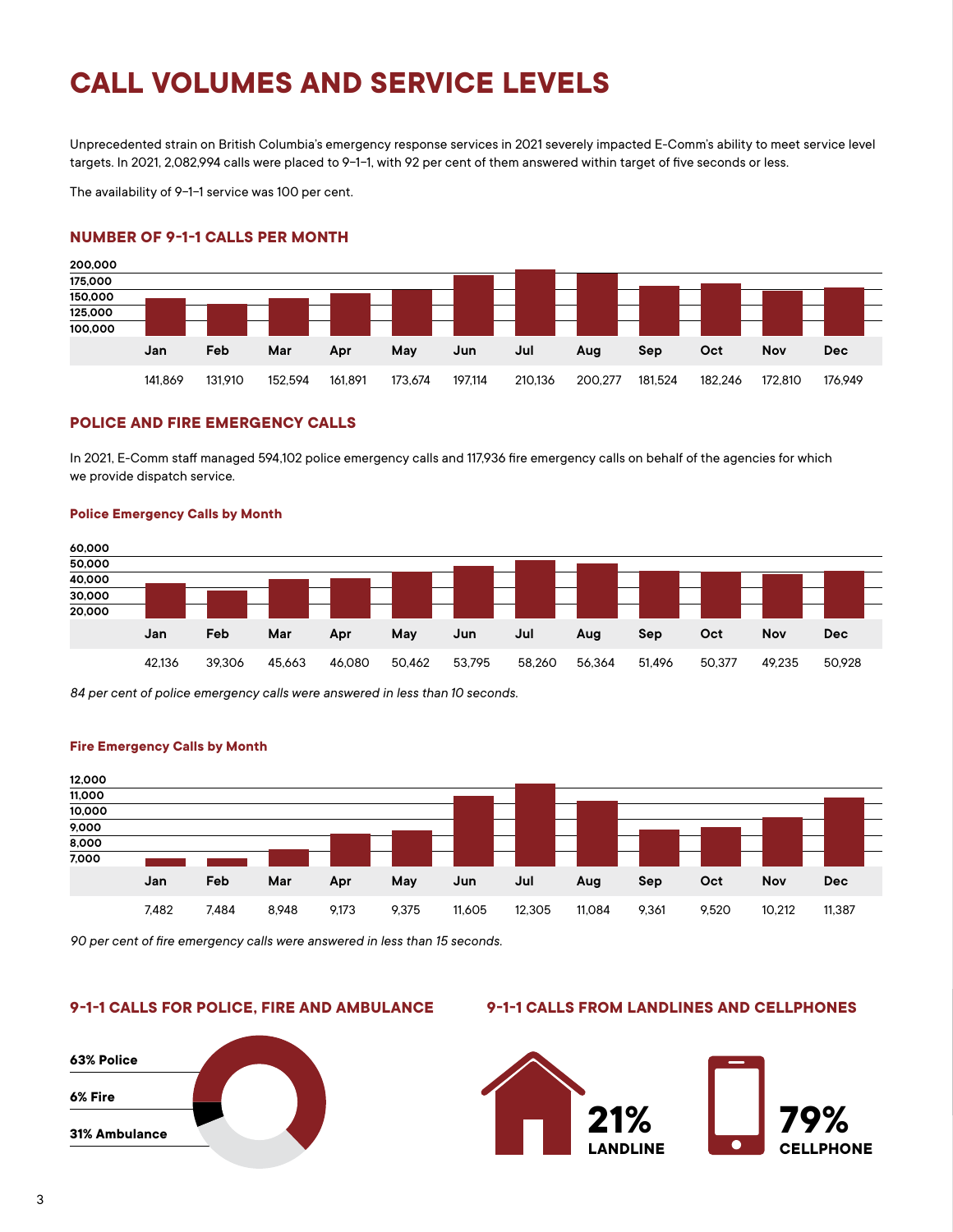# CALL VOLUMES AND SERVICE LEVELS

Unprecedented strain on British Columbia's emergency response services in 2021 severely impacted E-Comm's ability to meet service level targets. In 2021, 2,082,994 calls were placed to 9-1-1, with 92 per cent of them answered within target of five seconds or less.

The availability of 9-1-1 service was 100 per cent.

## NUMBER OF 9-1-1 CALLS PER MONTH

| Jan | Feb | Mar | Apr | May | Jun | Jul | Aug | Sep | Oct | Nov | Dec |
|---|---|---|---|---|---|---|---|---|---|---|---|
| 141,869 | 131,910 | 152,594 | 161,891 | 173,674 | 197,114 | 210,136 | 200,277 | 181,524 | 182,246 | 172,810 | 176,949 |

## POLICE AND FIRE EMERGENCY CALLS

In 2021, E-Comm staff managed 594,102 police emergency calls and 117,936 fire emergency calls on behalf of the agencies for which we provide dispatch service.

### Police Emergency Calls by Month

| Jan | Feb | Mar | Apr | May | Jun | Jul | Aug | Sep | Oct | Nov | Dec |
|---|---|---|---|---|---|---|---|---|---|---|---|
| 42,136 | 39,306 | 45,663 | 46,080 | 50,462 | 53,795 | 58,260 | 56,364 | 51,496 | 50,377 | 49,235 | 50,928 |

*84 per cent of police emergency calls were answered in less than 10 seconds.*

### Fire Emergency Calls by Month

| Jan | Feb | Mar | Apr | May | Jun | Jul | Aug | Sep | Oct | Nov | Dec |
|---|---|---|---|---|---|---|---|---|---|---|---|
| 7,482 | 7,484 | 8,948 | 9,173 | 9,375 | 11,605 | 12,305 | 11,084 | 9,361 | 9,520 | 10,212 | 11,387 |

*90 per cent of fire emergency calls were answered in less than 15 seconds.*

## 9-1-1 CALLS FOR POLICE, FIRE AND AMBULANCE

- **63% Police**
- **6% Fire**
- **31% Ambulance**

## 9-1-1 CALLS FROM LANDLINES AND CELLPHONES

**21% LANDLINE**

**79% CELLPHONE**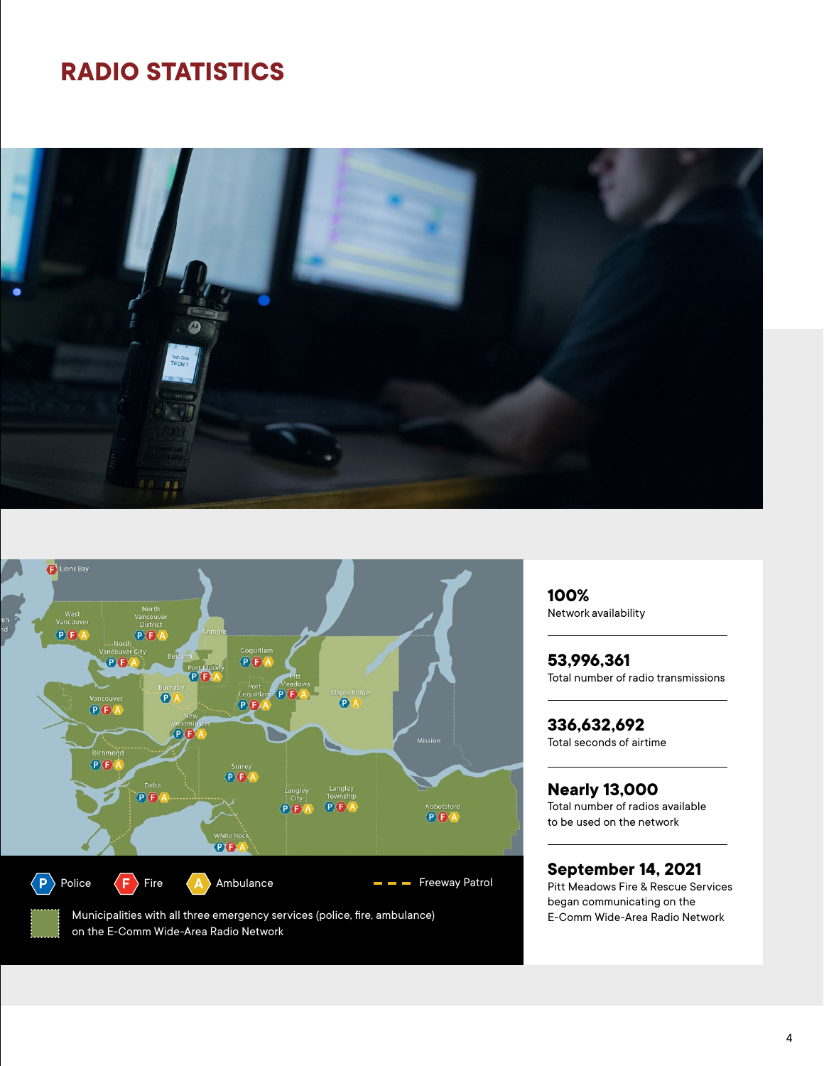# RADIO STATISTICS

Police | Fire | Ambulance | Freeway Patrol

Municipalities with all three emergency services (police, fire, ambulance) on the E-Comm Wide-Area Radio Network

**100%**
Network availability

**53,996,361**
Total number of radio transmissions

**336,632,692**
Total seconds of airtime

**Nearly 13,000**
Total number of radios available to be used on the network

**September 14, 2021**
Pitt Meadows Fire & Rescue Services began communicating on the E-Comm Wide-Area Radio Network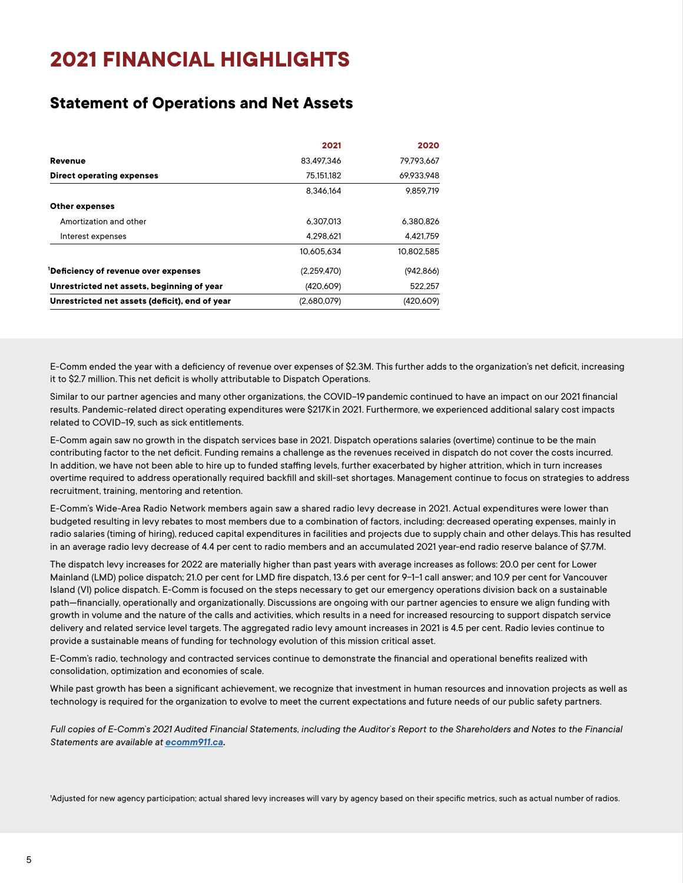# 2021 FINANCIAL HIGHLIGHTS

## Statement of Operations and Net Assets

| | 2021 | 2020 |
|---|---|---|
| **Revenue** | 83,497,346 | 79,793,667 |
| **Direct operating expenses** | 75,151,182 | 69,933,948 |
| | 8,346,164 | 9,859,719 |
| **Other expenses** | | |
| Amortization and other | 6,307,013 | 6,380,826 |
| Interest expenses | 4,298,621 | 4,421,759 |
| | 10,605,634 | 10,802,585 |
| [1]**Deficiency of revenue over expenses** | (2,259,470) | (942,866) |
| **Unrestricted net assets, beginning of year** | (420,609) | 522,257 |
| **Unrestricted net assets (deficit), end of year** | (2,680,079) | (420,609) |

E-Comm ended the year with a deficiency of revenue over expenses of $2.3M. This further adds to the organization's net deficit, increasing it to $2.7 million. This net deficit is wholly attributable to Dispatch Operations.

Similar to our partner agencies and many other organizations, the COVID-19 pandemic continued to have an impact on our 2021 financial results. Pandemic-related direct operating expenditures were $217K in 2021. Furthermore, we experienced additional salary cost impacts related to COVID-19, such as sick entitlements.

E-Comm again saw no growth in the dispatch services base in 2021. Dispatch operations salaries (overtime) continue to be the main contributing factor to the net deficit. Funding remains a challenge as the revenues received in dispatch do not cover the costs incurred. In addition, we have not been able to hire up to funded staffing levels, further exacerbated by higher attrition, which in turn increases overtime required to address operationally required backfill and skill-set shortages. Management continue to focus on strategies to address recruitment, training, mentoring and retention.

E-Comm's Wide-Area Radio Network members again saw a shared radio levy decrease in 2021. Actual expenditures were lower than budgeted resulting in levy rebates to most members due to a combination of factors, including: decreased operating expenses, mainly in radio salaries (timing of hiring), reduced capital expenditures in facilities and projects due to supply chain and other delays. This has resulted in an average radio levy decrease of 4.4 per cent to radio members and an accumulated 2021 year-end radio reserve balance of $7.7M.

The dispatch levy increases for 2022 are materially higher than past years with average increases as follows: 20.0 per cent for Lower Mainland (LMD) police dispatch; 21.0 per cent for LMD fire dispatch, 13.6 per cent for 9-1-1 call answer; and 10.9 per cent for Vancouver Island (VI) police dispatch. E-Comm is focused on the steps necessary to get our emergency operations division back on a sustainable path—financially, operationally and organizationally. Discussions are ongoing with our partner agencies to ensure we align funding with growth in volume and the nature of the calls and activities, which results in a need for increased resourcing to support dispatch service delivery and related service level targets. The aggregated radio levy amount increases in 2021 is 4.5 per cent. Radio levies continue to provide a sustainable means of funding for technology evolution of this mission critical asset.

E-Comm's radio, technology and contracted services continue to demonstrate the financial and operational benefits realized with consolidation, optimization and economies of scale.

While past growth has been a significant achievement, we recognize that investment in human resources and innovation projects as well as technology is required for the organization to evolve to meet the current expectations and future needs of our public safety partners.

*Full copies of E-Comm's 2021 Audited Financial Statements, including the Auditor's Report to the Shareholders and Notes to the Financial Statements are available at **ecomm911.ca**.*

[1]Adjusted for new agency participation; actual shared levy increases will vary by agency based on their specific metrics, such as actual number of radios.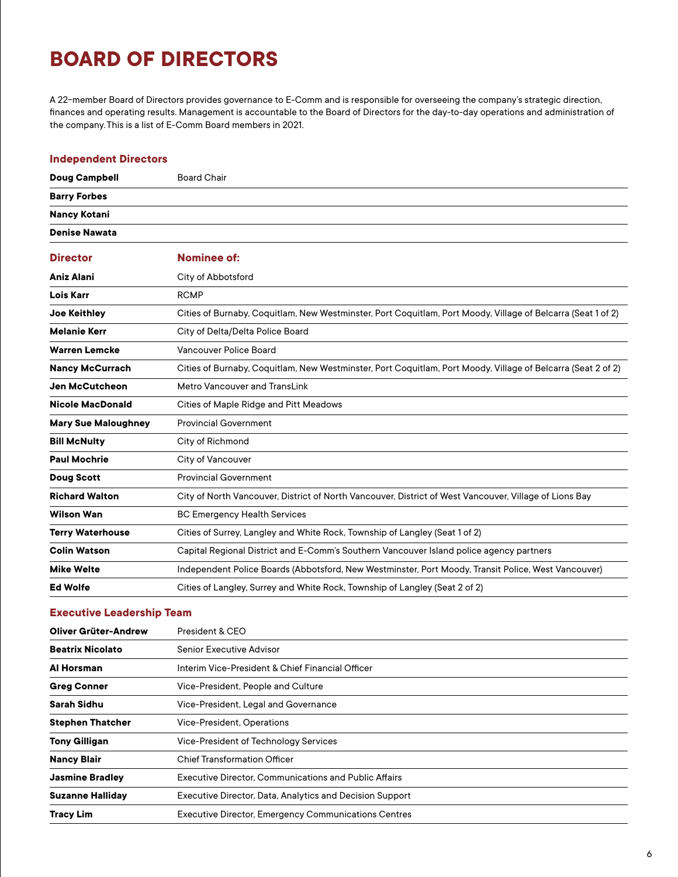# BOARD OF DIRECTORS

A 22-member Board of Directors provides governance to E-Comm and is responsible for overseeing the company's strategic direction, finances and operating results. Management is accountable to the Board of Directors for the day-to-day operations and administration of the company. This is a list of E-Comm Board members in 2021.

## Independent Directors

| | |
|---|---|
| **Doug Campbell** | Board Chair |
| **Barry Forbes** | |
| **Nancy Kotani** | |
| **Denise Nawata** | |

| Director | Nominee of: |
|---|---|
| **Aniz Alani** | City of Abbotsford |
| **Lois Karr** | RCMP |
| **Joe Keithley** | Cities of Burnaby, Coquitlam, New Westminster, Port Coquitlam, Port Moody, Village of Belcarra (Seat 1 of 2) |
| **Melanie Kerr** | City of Delta/Delta Police Board |
| **Warren Lemcke** | Vancouver Police Board |
| **Nancy McCurrach** | Cities of Burnaby, Coquitlam, New Westminster, Port Coquitlam, Port Moody, Village of Belcarra (Seat 2 of 2) |
| **Jen McCutcheon** | Metro Vancouver and TransLink |
| **Nicole MacDonald** | Cities of Maple Ridge and Pitt Meadows |
| **Mary Sue Maloughney** | Provincial Government |
| **Bill McNulty** | City of Richmond |
| **Paul Mochrie** | City of Vancouver |
| **Doug Scott** | Provincial Government |
| **Richard Walton** | City of North Vancouver, District of North Vancouver, District of West Vancouver, Village of Lions Bay |
| **Wilson Wan** | BC Emergency Health Services |
| **Terry Waterhouse** | Cities of Surrey, Langley and White Rock, Township of Langley (Seat 1 of 2) |
| **Colin Watson** | Capital Regional District and E-Comm's Southern Vancouver Island police agency partners |
| **Mike Welte** | Independent Police Boards (Abbotsford, New Westminster, Port Moody, Transit Police, West Vancouver) |
| **Ed Wolfe** | Cities of Langley, Surrey and White Rock, Township of Langley (Seat 2 of 2) |

## Executive Leadership Team

| | |
|---|---|
| **Oliver Grüter-Andrew** | President & CEO |
| **Beatrix Nicolato** | Senior Executive Advisor |
| **Al Horsman** | Interim Vice-President & Chief Financial Officer |
| **Greg Conner** | Vice-President, People and Culture |
| **Sarah Sidhu** | Vice-President, Legal and Governance |
| **Stephen Thatcher** | Vice-President, Operations |
| **Tony Gilligan** | Vice-President of Technology Services |
| **Nancy Blair** | Chief Transformation Officer |
| **Jasmine Bradley** | Executive Director, Communications and Public Affairs |
| **Suzanne Halliday** | Executive Director, Data, Analytics and Decision Support |
| **Tracy Lim** | Executive Director, Emergency Communications Centres |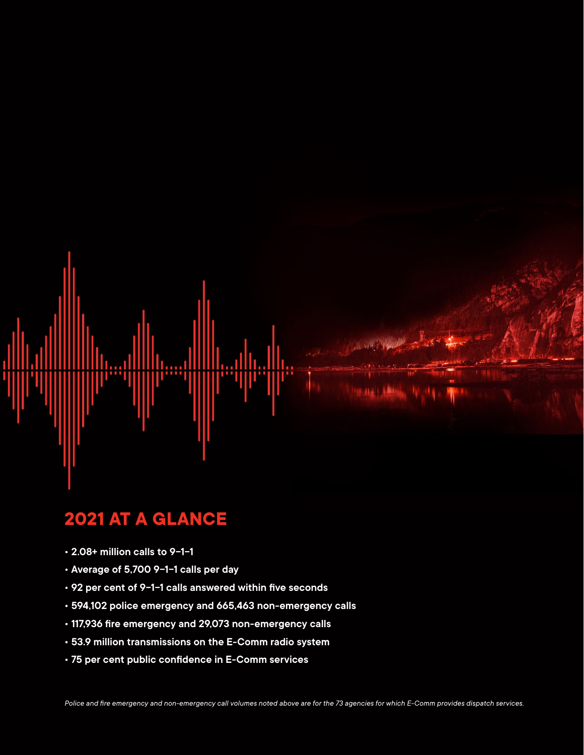## 2021 AT A GLANCE

- **2.08+ million calls to 9–1–1**
- **Average of 5,700 9–1–1 calls per day**
- **92 per cent of 9–1–1 calls answered within five seconds**
- **594,102 police emergency and 665,463 non-emergency calls**
- **117,936 fire emergency and 29,073 non-emergency calls**
- **53.9 million transmissions on the E-Comm radio system**
- **75 per cent public confidence in E-Comm services**

*Police and fire emergency and non-emergency call volumes noted above are for the 73 agencies for which E-Comm provides dispatch services.*